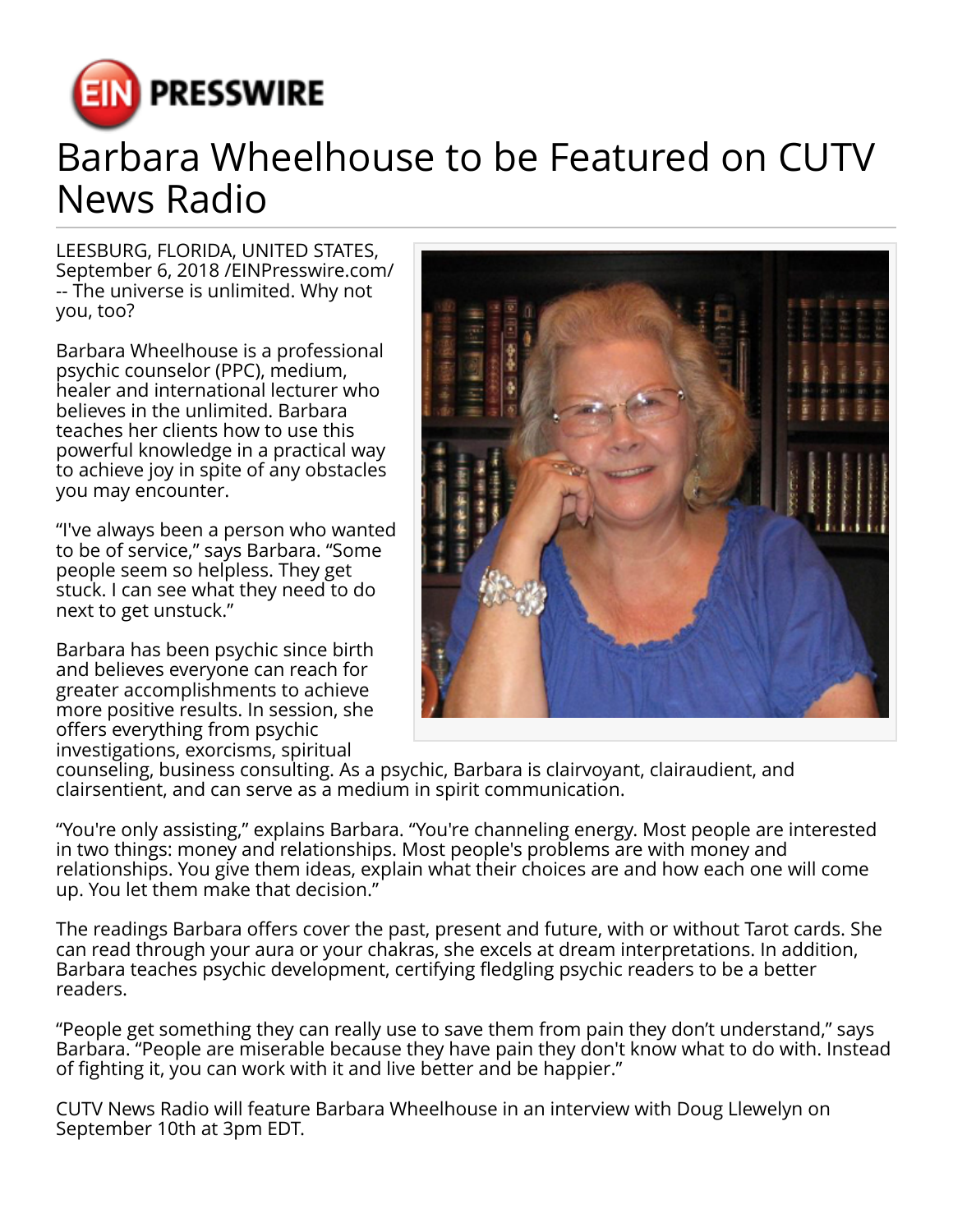# Barbara Wheelhouse to be Featured on CUTV News Radio

LEESBURG, FLORIDA, UNITED STATES, September 6, 2018 /EINPresswire.com/ -- The universe is unlimited. Why not you, too?

Barbara Wheelhouse is a professional psychic counselor (PPC), medium, healer and international lecturer who believes in the unlimited. Barbara teaches her clients how to use this powerful knowledge in a practical way to achieve joy in spite of any obstacles you may encounter.

"I've always been a person who wanted to be of service," says Barbara. "Some people seem so helpless. They get stuck. I can see what they need to do next to get unstuck."

Barbara has been psychic since birth and believes everyone can reach for greater accomplishments to achieve more positive results. In session, she offers everything from psychic investigations, exorcisms, spiritual counseling, business consulting. As a psychic, Barbara is clairvoyant, clairaudient, and clairsentient, and can serve as a medium in spirit communication.

"You're only assisting," explains Barbara. "You're channeling energy. Most people are interested in two things: money and relationships. Most people's problems are with money and relationships. You give them ideas, explain what their choices are and how each one will come up. You let them make that decision."

The readings Barbara offers cover the past, present and future, with or without Tarot cards. She can read through your aura or your chakras, she excels at dream interpretations. In addition, Barbara teaches psychic development, certifying fledgling psychic readers to be a better readers.

"People get something they can really use to save them from pain they don't understand," says Barbara. "People are miserable because they have pain they don't know what to do with. Instead of fighting it, you can work with it and live better and be happier."

CUTV News Radio will feature Barbara Wheelhouse in an interview with Doug Llewelyn on September 10th at 3pm EDT.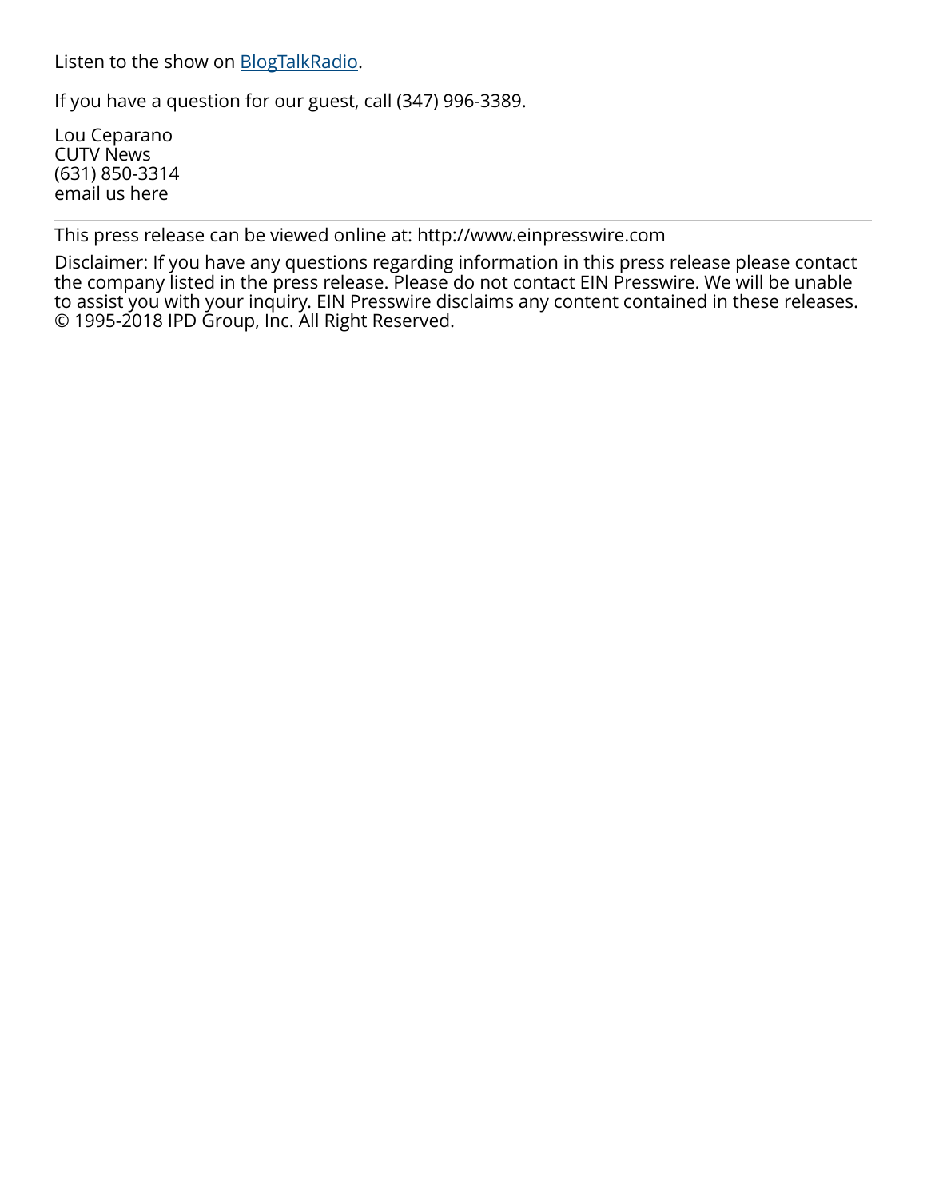Listen to the show on BlogTalkRadio.

If you have a question for our guest, call (347) 996-3389.

Lou Ceparano
CUTV News
(631) 850-3314
email us here

---

This press release can be viewed online at: http://www.einpresswire.com

Disclaimer: If you have any questions regarding information in this press release please contact the company listed in the press release. Please do not contact EIN Presswire. We will be unable to assist you with your inquiry. EIN Presswire disclaims any content contained in these releases.
© 1995-2018 IPD Group, Inc. All Right Reserved.